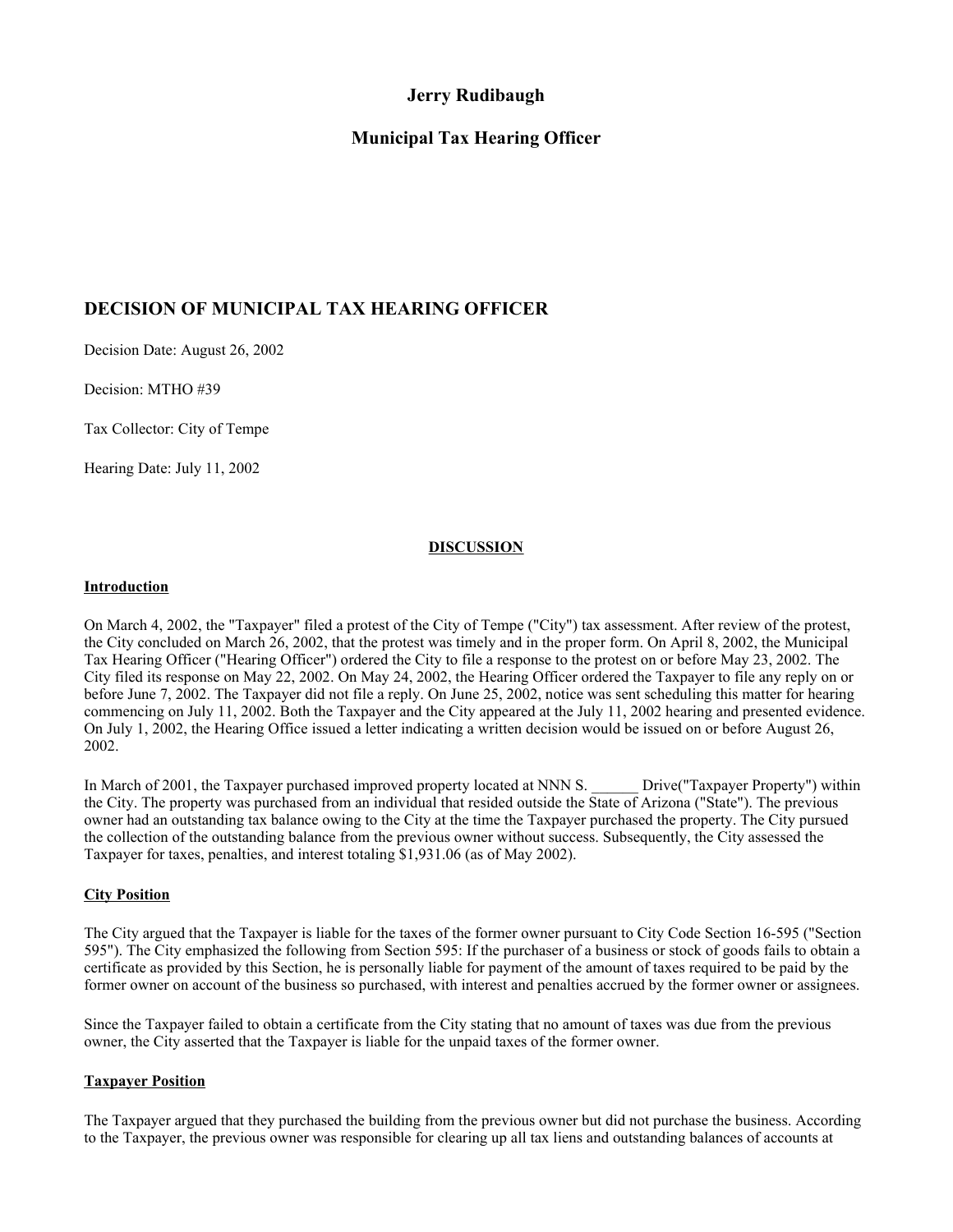**Jerry Rudibaugh**

**Municipal Tax Hearing Officer**

## DECISION OF MUNICIPAL TAX HEARING OFFICER

Decision Date: August 26, 2002

Decision: MTHO #39

Tax Collector: City of Tempe

Hearing Date: July 11, 2002

**DISCUSSION**

**Introduction**

On March 4, 2002, the "Taxpayer" filed a protest of the City of Tempe ("City") tax assessment. After review of the protest, the City concluded on March 26, 2002, that the protest was timely and in the proper form. On April 8, 2002, the Municipal Tax Hearing Officer ("Hearing Officer") ordered the City to file a response to the protest on or before May 23, 2002. The City filed its response on May 22, 2002. On May 24, 2002, the Hearing Officer ordered the Taxpayer to file any reply on or before June 7, 2002. The Taxpayer did not file a reply. On June 25, 2002, notice was sent scheduling this matter for hearing commencing on July 11, 2002. Both the Taxpayer and the City appeared at the July 11, 2002 hearing and presented evidence. On July 1, 2002, the Hearing Office issued a letter indicating a written decision would be issued on or before August 26, 2002.

In March of 2001, the Taxpayer purchased improved property located at NNN S. ______ Drive("Taxpayer Property") within the City. The property was purchased from an individual that resided outside the State of Arizona ("State"). The previous owner had an outstanding tax balance owing to the City at the time the Taxpayer purchased the property. The City pursued the collection of the outstanding balance from the previous owner without success. Subsequently, the City assessed the Taxpayer for taxes, penalties, and interest totaling $1,931.06 (as of May 2002).

**City Position**

The City argued that the Taxpayer is liable for the taxes of the former owner pursuant to City Code Section 16-595 ("Section 595"). The City emphasized the following from Section 595: If the purchaser of a business or stock of goods fails to obtain a certificate as provided by this Section, he is personally liable for payment of the amount of taxes required to be paid by the former owner on account of the business so purchased, with interest and penalties accrued by the former owner or assignees.

Since the Taxpayer failed to obtain a certificate from the City stating that no amount of taxes was due from the previous owner, the City asserted that the Taxpayer is liable for the unpaid taxes of the former owner.

**Taxpayer Position**

The Taxpayer argued that they purchased the building from the previous owner but did not purchase the business. According to the Taxpayer, the previous owner was responsible for clearing up all tax liens and outstanding balances of accounts at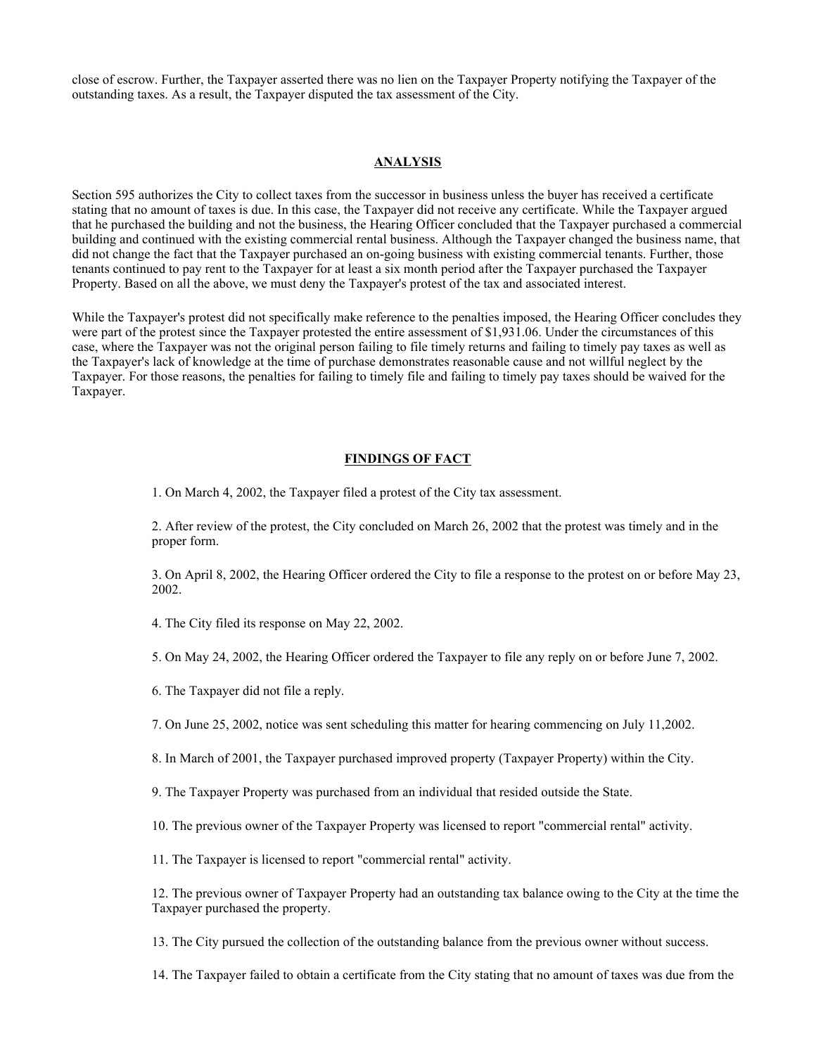close of escrow. Further, the Taxpayer asserted there was no lien on the Taxpayer Property notifying the Taxpayer of the outstanding taxes. As a result, the Taxpayer disputed the tax assessment of the City.

## ANALYSIS

Section 595 authorizes the City to collect taxes from the successor in business unless the buyer has received a certificate stating that no amount of taxes is due. In this case, the Taxpayer did not receive any certificate. While the Taxpayer argued that he purchased the building and not the business, the Hearing Officer concluded that the Taxpayer purchased a commercial building and continued with the existing commercial rental business. Although the Taxpayer changed the business name, that did not change the fact that the Taxpayer purchased an on-going business with existing commercial tenants. Further, those tenants continued to pay rent to the Taxpayer for at least a six month period after the Taxpayer purchased the Taxpayer Property. Based on all the above, we must deny the Taxpayer's protest of the tax and associated interest.

While the Taxpayer's protest did not specifically make reference to the penalties imposed, the Hearing Officer concludes they were part of the protest since the Taxpayer protested the entire assessment of $1,931.06. Under the circumstances of this case, where the Taxpayer was not the original person failing to file timely returns and failing to timely pay taxes as well as the Taxpayer's lack of knowledge at the time of purchase demonstrates reasonable cause and not willful neglect by the Taxpayer. For those reasons, the penalties for failing to timely file and failing to timely pay taxes should be waived for the Taxpayer.

## FINDINGS OF FACT

1. On March 4, 2002, the Taxpayer filed a protest of the City tax assessment.

2. After review of the protest, the City concluded on March 26, 2002 that the protest was timely and in the proper form.

3. On April 8, 2002, the Hearing Officer ordered the City to file a response to the protest on or before May 23, 2002.

4. The City filed its response on May 22, 2002.

5. On May 24, 2002, the Hearing Officer ordered the Taxpayer to file any reply on or before June 7, 2002.

6. The Taxpayer did not file a reply.

7. On June 25, 2002, notice was sent scheduling this matter for hearing commencing on July 11,2002.

8. In March of 2001, the Taxpayer purchased improved property (Taxpayer Property) within the City.

9. The Taxpayer Property was purchased from an individual that resided outside the State.

10. The previous owner of the Taxpayer Property was licensed to report "commercial rental" activity.

11. The Taxpayer is licensed to report "commercial rental" activity.

12. The previous owner of Taxpayer Property had an outstanding tax balance owing to the City at the time the Taxpayer purchased the property.

13. The City pursued the collection of the outstanding balance from the previous owner without success.

14. The Taxpayer failed to obtain a certificate from the City stating that no amount of taxes was due from the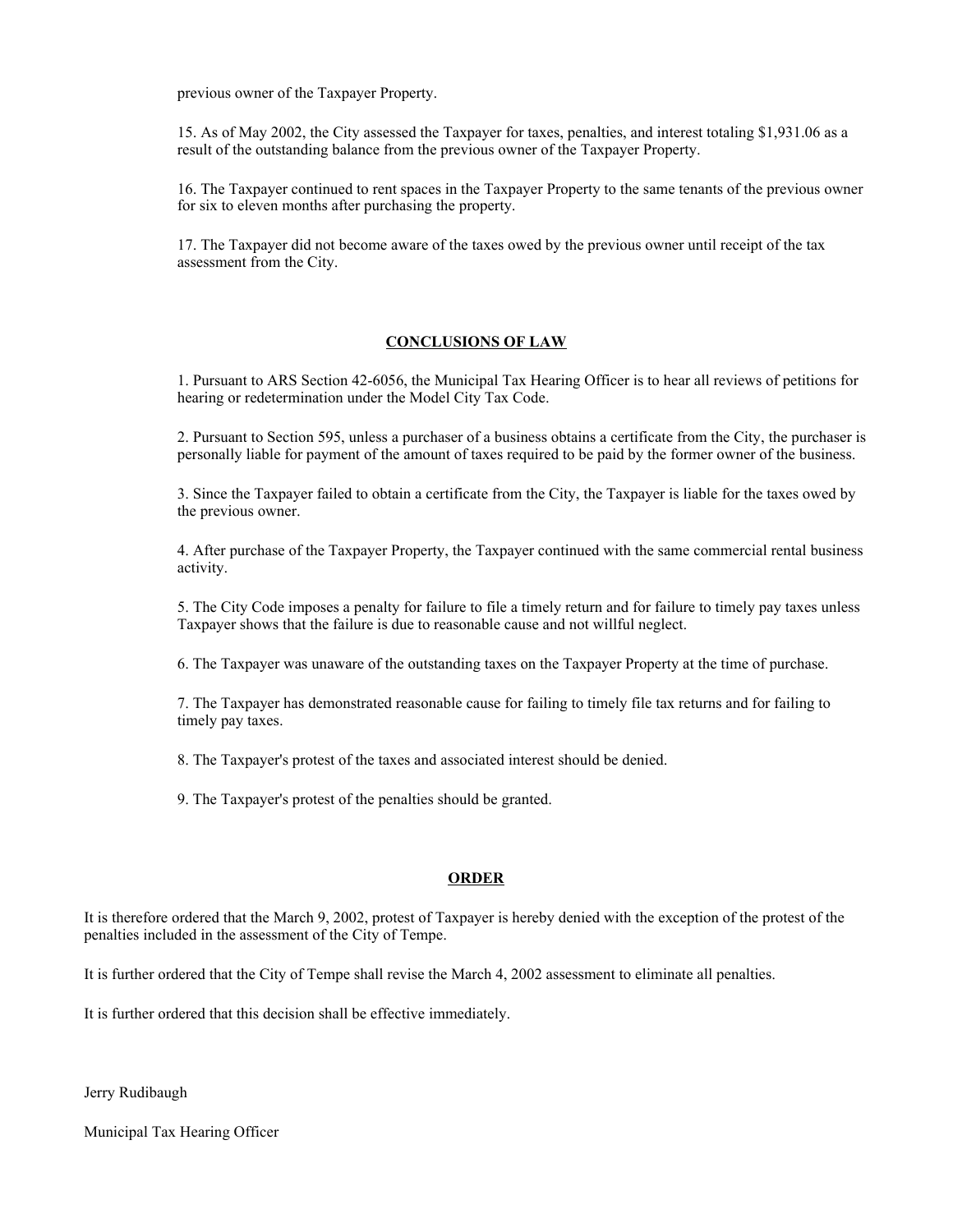previous owner of the Taxpayer Property.

15. As of May 2002, the City assessed the Taxpayer for taxes, penalties, and interest totaling $1,931.06 as a result of the outstanding balance from the previous owner of the Taxpayer Property.

16. The Taxpayer continued to rent spaces in the Taxpayer Property to the same tenants of the previous owner for six to eleven months after purchasing the property.

17. The Taxpayer did not become aware of the taxes owed by the previous owner until receipt of the tax assessment from the City.

## CONCLUSIONS OF LAW

1. Pursuant to ARS Section 42-6056, the Municipal Tax Hearing Officer is to hear all reviews of petitions for hearing or redetermination under the Model City Tax Code.

2. Pursuant to Section 595, unless a purchaser of a business obtains a certificate from the City, the purchaser is personally liable for payment of the amount of taxes required to be paid by the former owner of the business.

3. Since the Taxpayer failed to obtain a certificate from the City, the Taxpayer is liable for the taxes owed by the previous owner.

4. After purchase of the Taxpayer Property, the Taxpayer continued with the same commercial rental business activity.

5. The City Code imposes a penalty for failure to file a timely return and for failure to timely pay taxes unless Taxpayer shows that the failure is due to reasonable cause and not willful neglect.

6. The Taxpayer was unaware of the outstanding taxes on the Taxpayer Property at the time of purchase.

7. The Taxpayer has demonstrated reasonable cause for failing to timely file tax returns and for failing to timely pay taxes.

8. The Taxpayer's protest of the taxes and associated interest should be denied.

9. The Taxpayer's protest of the penalties should be granted.

## ORDER

It is therefore ordered that the March 9, 2002, protest of Taxpayer is hereby denied with the exception of the protest of the penalties included in the assessment of the City of Tempe.

It is further ordered that the City of Tempe shall revise the March 4, 2002 assessment to eliminate all penalties.

It is further ordered that this decision shall be effective immediately.

Jerry Rudibaugh

Municipal Tax Hearing Officer